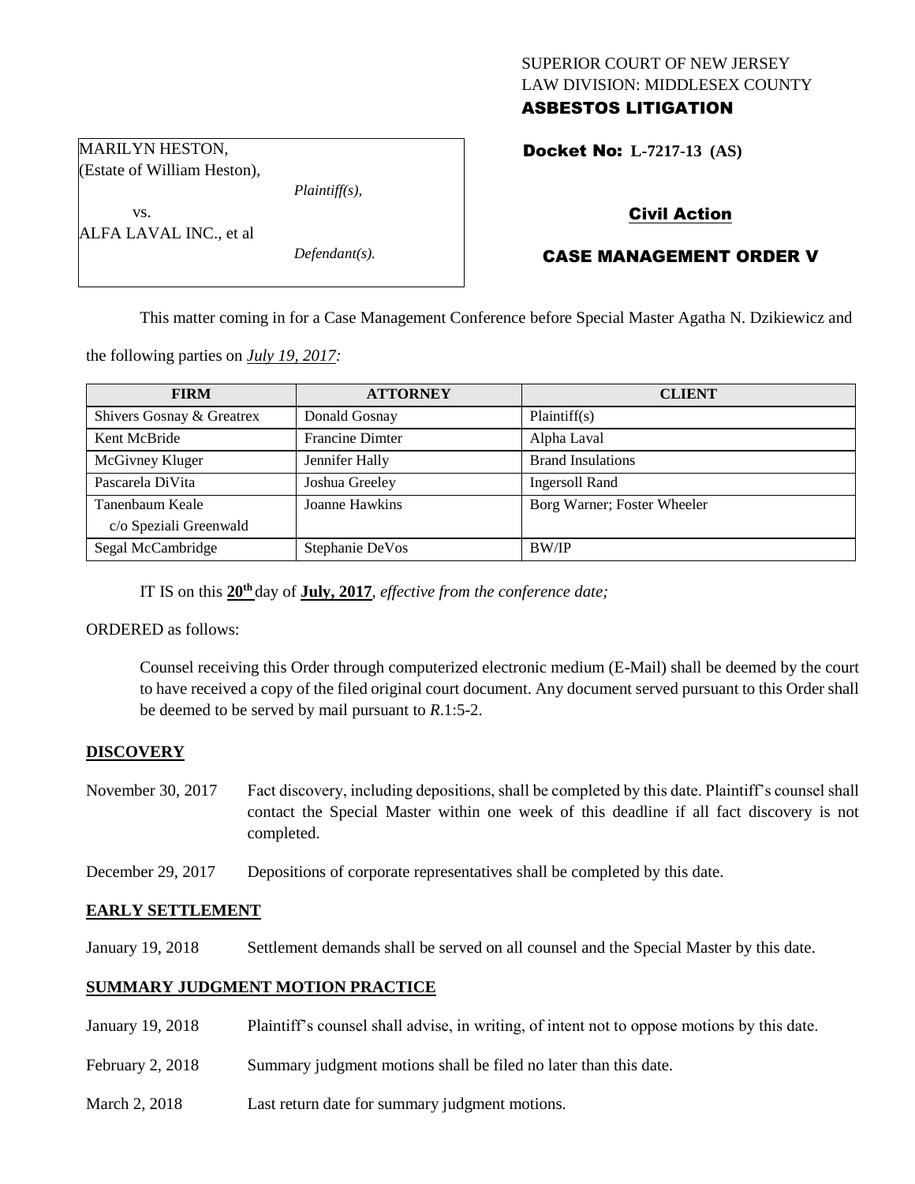SUPERIOR COURT OF NEW JERSEY
LAW DIVISION: MIDDLESEX COUNTY
**ASBESTOS LITIGATION**

MARILYN HESTON,
(Estate of William Heston),
*Plaintiff(s),*
vs.
ALFA LAVAL INC., et al
*Defendant(s).*

**Docket No: L-7217-13 (AS)**

**Civil Action**

**CASE MANAGEMENT ORDER V**

This matter coming in for a Case Management Conference before Special Master Agatha N. Dzikiewicz and the following parties on *July 19, 2017:*

| FIRM | ATTORNEY | CLIENT |
| --- | --- | --- |
| Shivers Gosnay & Greatrex | Donald Gosnay | Plaintiff(s) |
| Kent McBride | Francine Dimter | Alpha Laval |
| McGivney Kluger | Jennifer Hally | Brand Insulations |
| Pascarela DiVita | Joshua Greeley | Ingersoll Rand |
| Tanenbaum Keale c/o Speziali Greenwald | Joanne Hawkins | Borg Warner; Foster Wheeler |
| Segal McCambridge | Stephanie DeVos | BW/IP |

IT IS on this **20th** day of **July, 2017**, *effective from the conference date;*

ORDERED as follows:

Counsel receiving this Order through computerized electronic medium (E-Mail) shall be deemed by the court to have received a copy of the filed original court document. Any document served pursuant to this Order shall be deemed to be served by mail pursuant to *R*.1:5-2.

**DISCOVERY**

November 30, 2017 Fact discovery, including depositions, shall be completed by this date. Plaintiff's counsel shall contact the Special Master within one week of this deadline if all fact discovery is not completed.

December 29, 2017 Depositions of corporate representatives shall be completed by this date.

**EARLY SETTLEMENT**

January 19, 2018 Settlement demands shall be served on all counsel and the Special Master by this date.

**SUMMARY JUDGMENT MOTION PRACTICE**

January 19, 2018 Plaintiff's counsel shall advise, in writing, of intent not to oppose motions by this date.

February 2, 2018 Summary judgment motions shall be filed no later than this date.

March 2, 2018 Last return date for summary judgment motions.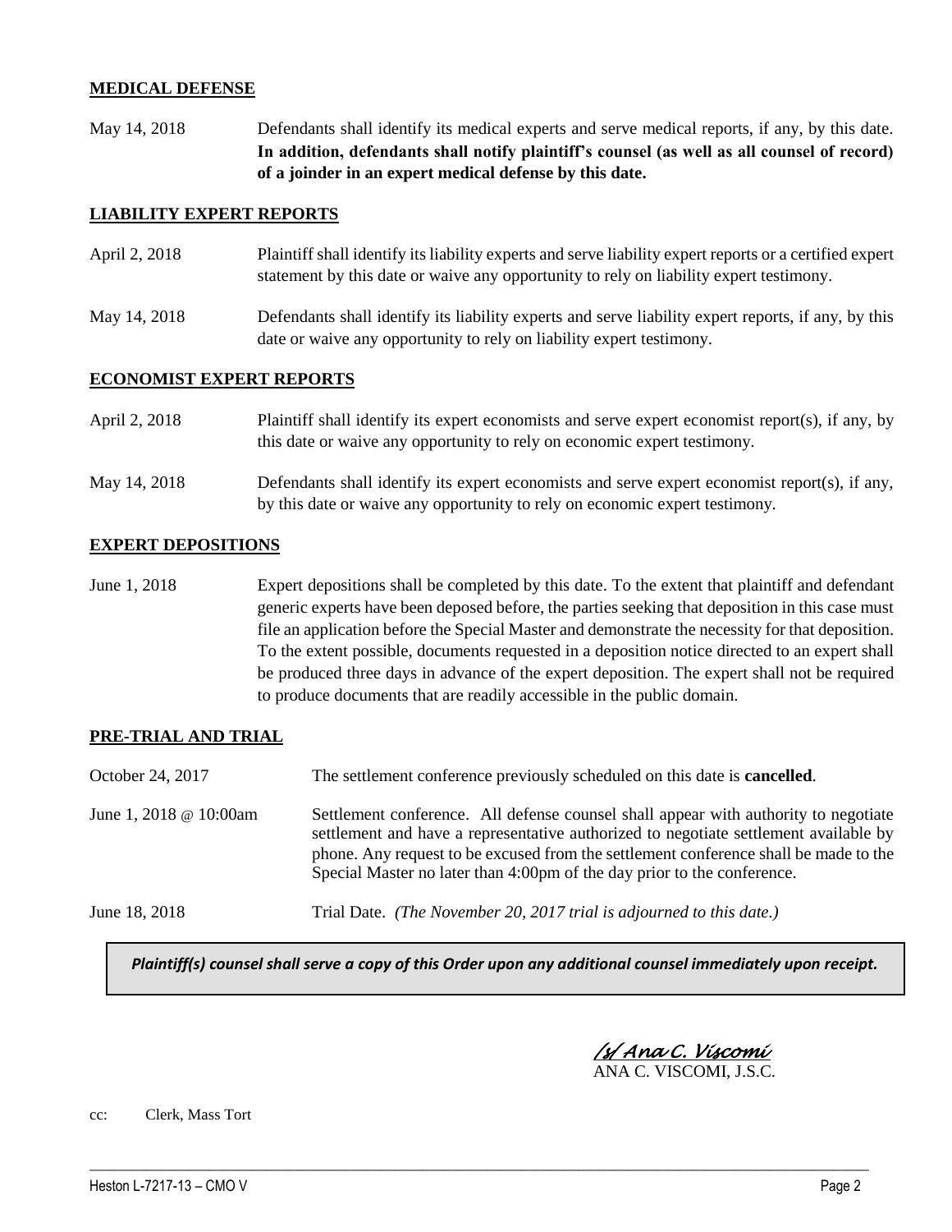**MEDICAL DEFENSE**

| | |
|---|---|
| May 14, 2018 | Defendants shall identify its medical experts and serve medical reports, if any, by this date. **In addition, defendants shall notify plaintiff's counsel (as well as all counsel of record) of a joinder in an expert medical defense by this date.** |

**LIABILITY EXPERT REPORTS**

| | |
|---|---|
| April 2, 2018 | Plaintiff shall identify its liability experts and serve liability expert reports or a certified expert statement by this date or waive any opportunity to rely on liability expert testimony. |
| May 14, 2018 | Defendants shall identify its liability experts and serve liability expert reports, if any, by this date or waive any opportunity to rely on liability expert testimony. |

**ECONOMIST EXPERT REPORTS**

| | |
|---|---|
| April 2, 2018 | Plaintiff shall identify its expert economists and serve expert economist report(s), if any, by this date or waive any opportunity to rely on economic expert testimony. |
| May 14, 2018 | Defendants shall identify its expert economists and serve expert economist report(s), if any, by this date or waive any opportunity to rely on economic expert testimony. |

**EXPERT DEPOSITIONS**

| | |
|---|---|
| June 1, 2018 | Expert depositions shall be completed by this date. To the extent that plaintiff and defendant generic experts have been deposed before, the parties seeking that deposition in this case must file an application before the Special Master and demonstrate the necessity for that deposition. To the extent possible, documents requested in a deposition notice directed to an expert shall be produced three days in advance of the expert deposition. The expert shall not be required to produce documents that are readily accessible in the public domain. |

**PRE-TRIAL AND TRIAL**

| | |
|---|---|
| October 24, 2017 | The settlement conference previously scheduled on this date is **cancelled**. |
| June 1, 2018 @ 10:00am | Settlement conference. All defense counsel shall appear with authority to negotiate settlement and have a representative authorized to negotiate settlement available by phone. Any request to be excused from the settlement conference shall be made to the Special Master no later than 4:00pm of the day prior to the conference. |
| June 18, 2018 | Trial Date. *(The November 20, 2017 trial is adjourned to this date.)* |

***Plaintiff(s) counsel shall serve a copy of this Order upon any additional counsel immediately upon receipt.***

*/s/ Ana C. Viscomi*
ANA C. VISCOMI, J.S.C.

cc: Clerk, Mass Tort

Heston L-7217-13 – CMO V